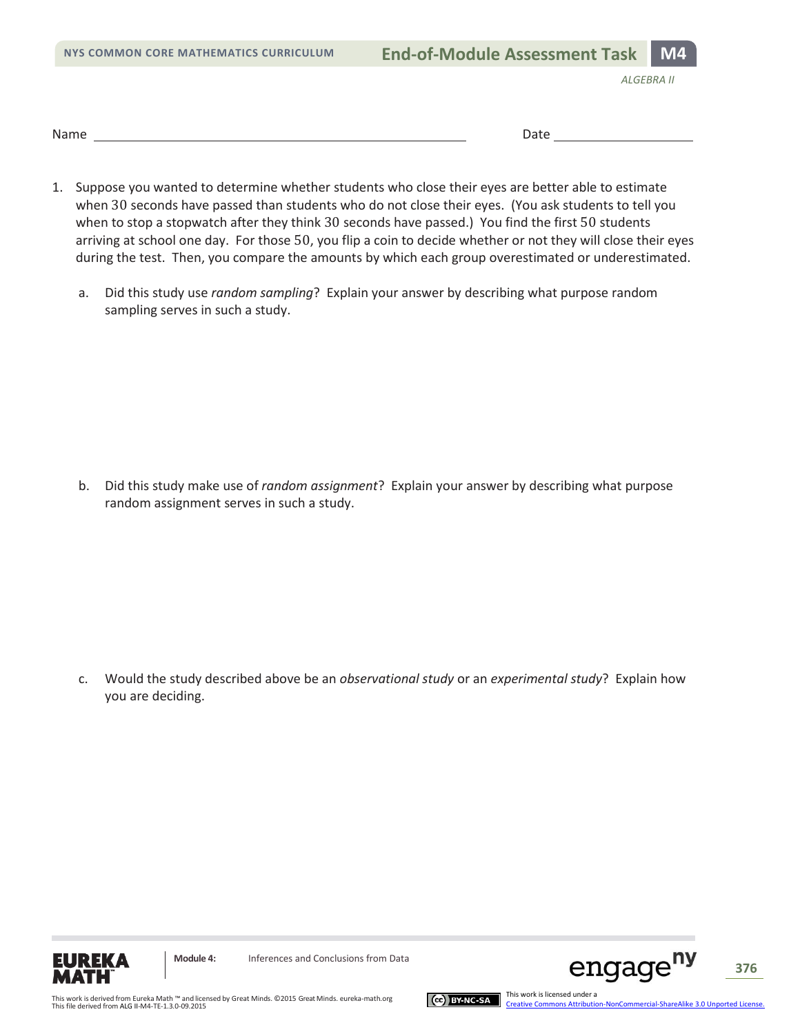Name ______________________________ Date ______________

1. Suppose you wanted to determine whether students who close their eyes are better able to estimate when $30$ seconds have passed than students who do not close their eyes. (You ask students to tell you when to stop a stopwatch after they think $30$ seconds have passed.) You find the first $50$ students arriving at school one day. For those $50$, you flip a coin to decide whether or not they will close their eyes during the test. Then, you compare the amounts by which each group overestimated or underestimated.

   a. Did this study use *random sampling*? Explain your answer by describing what purpose random sampling serves in such a study.

   b. Did this study make use of *random assignment*? Explain your answer by describing what purpose random assignment serves in such a study.

   c. Would the study described above be an *observational study* or an *experimental study*? Explain how you are deciding.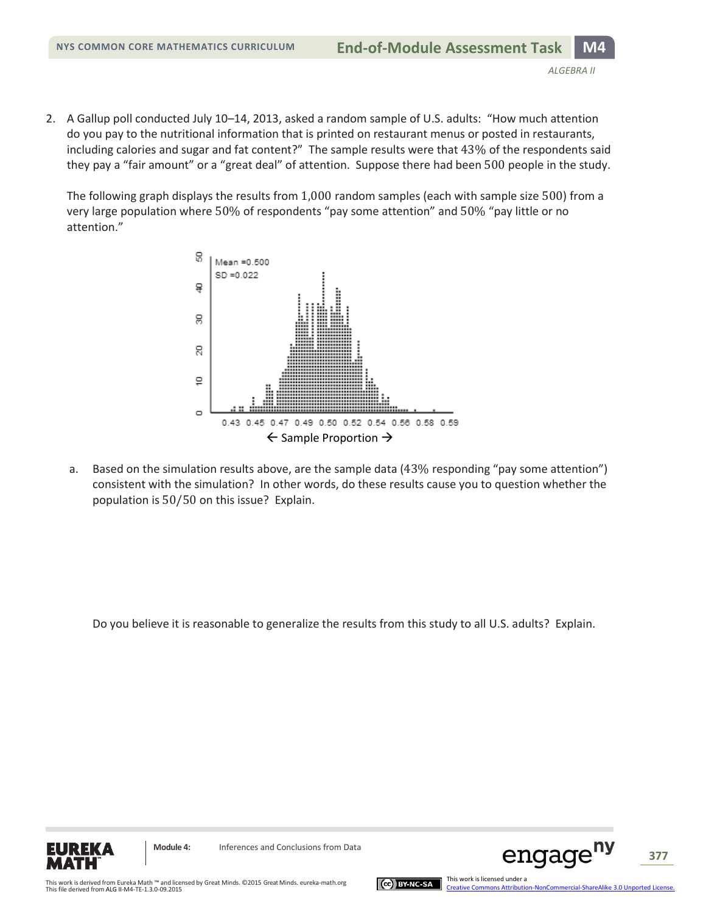2. A Gallup poll conducted July 10–14, 2013, asked a random sample of U.S. adults: "How much attention do you pay to the nutritional information that is printed on restaurant menus or posted in restaurants, including calories and sugar and fat content?" The sample results were that 43% of the respondents said they pay a "fair amount" or a "great deal" of attention. Suppose there had been 500 people in the study.

   The following graph displays the results from 1,000 random samples (each with sample size 500) from a very large population where 50% of respondents "pay some attention" and 50% "pay little or no attention."

   Mean =0.500
   SD =0.022

   ← Sample Proportion →

   a. Based on the simulation results above, are the sample data (43% responding "pay some attention") consistent with the simulation? In other words, do these results cause you to question whether the population is 50/50 on this issue? Explain.

   Do you believe it is reasonable to generalize the results from this study to all U.S. adults? Explain.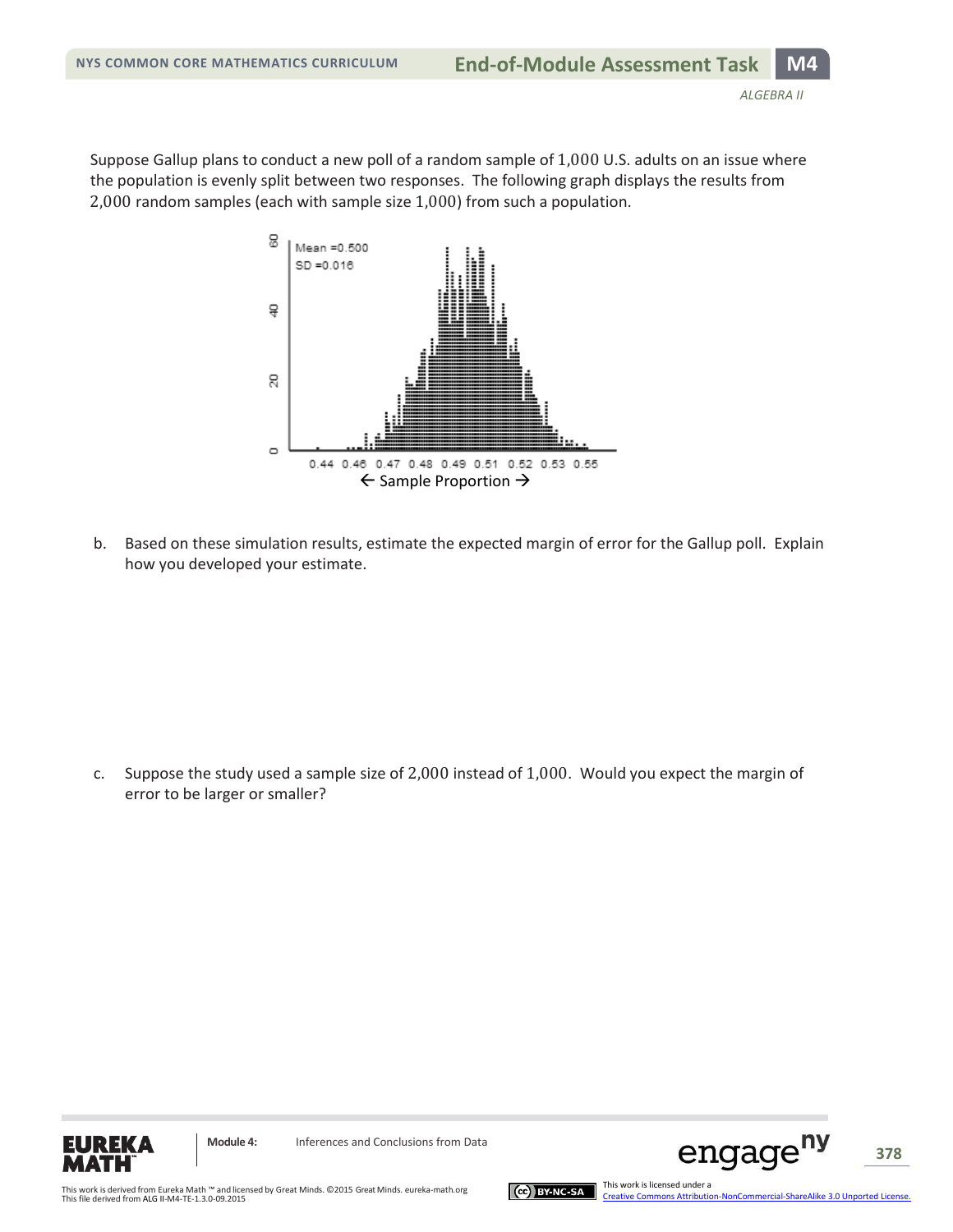Suppose Gallup plans to conduct a new poll of a random sample of 1,000 U.S. adults on an issue where the population is evenly split between two responses. The following graph displays the results from 2,000 random samples (each with sample size 1,000) from such a population.

Mean =0.500
SD =0.016

0.44 0.46 0.47 0.48 0.49 0.51 0.52 0.53 0.55

← Sample Proportion →

b. Based on these simulation results, estimate the expected margin of error for the Gallup poll. Explain how you developed your estimate.

c. Suppose the study used a sample size of 2,000 instead of 1,000. Would you expect the margin of error to be larger or smaller?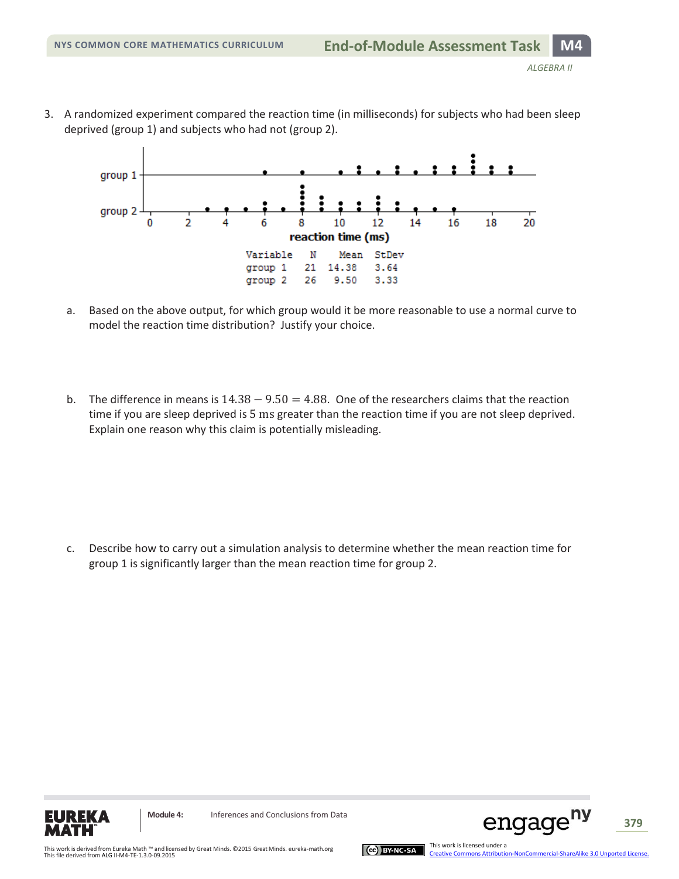3. A randomized experiment compared the reaction time (in milliseconds) for subjects who had been sleep deprived (group 1) and subjects who had not (group 2).

| Variable | N | Mean | StDev |
|---|---|---|---|
| group 1 | 21 | 14.38 | 3.64 |
| group 2 | 26 | 9.50 | 3.33 |

   a. Based on the above output, for which group would it be more reasonable to use a normal curve to model the reaction time distribution? Justify your choice.

   b. The difference in means is $14.38 - 9.50 = 4.88$. One of the researchers claims that the reaction time if you are sleep deprived is $5$ ms greater than the reaction time if you are not sleep deprived. Explain one reason why this claim is potentially misleading.

   c. Describe how to carry out a simulation analysis to determine whether the mean reaction time for group 1 is significantly larger than the mean reaction time for group 2.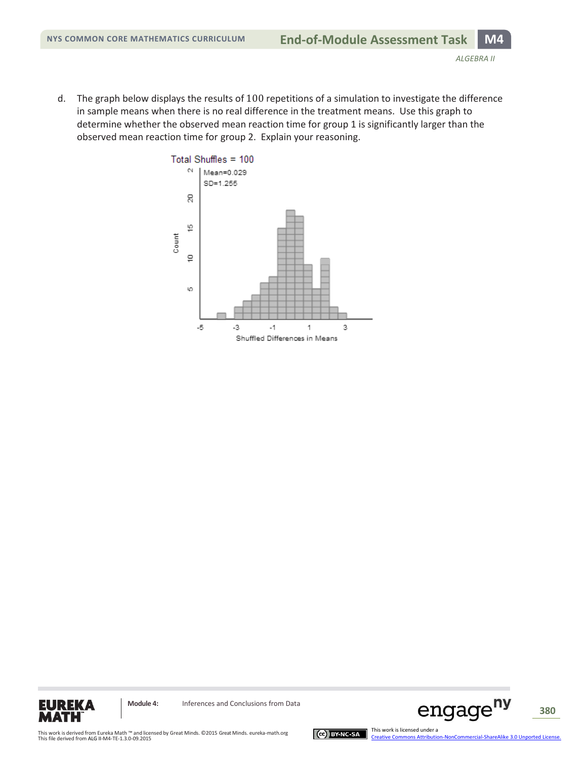d. The graph below displays the results of $100$ repetitions of a simulation to investigate the difference in sample means when there is no real difference in the treatment means. Use this graph to determine whether the observed mean reaction time for group 1 is significantly larger than the observed mean reaction time for group 2. Explain your reasoning.

Total Shuffles = 100

Mean=0.029
SD=1.255

Count

Shuffled Differences in Means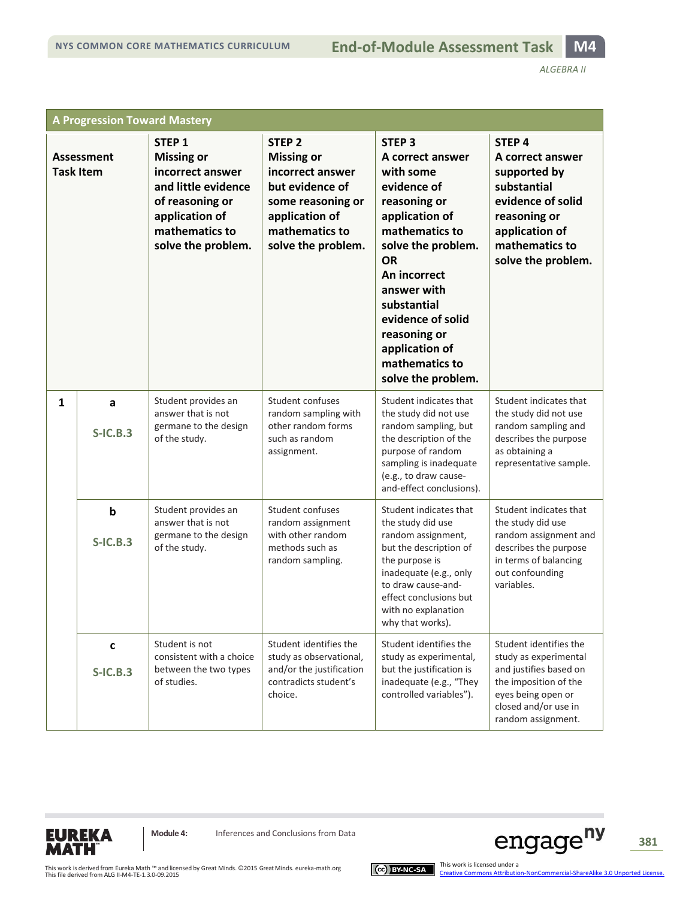## A Progression Toward Mastery

| Assessment Task Item | | STEP 1 Missing or incorrect answer and little evidence of reasoning or application of mathematics to solve the problem. | STEP 2 Missing or incorrect answer but evidence of some reasoning or application of mathematics to solve the problem. | STEP 3 A correct answer with some evidence of reasoning or application of mathematics to solve the problem. OR An incorrect answer with substantial evidence of solid reasoning or application of mathematics to solve the problem. | STEP 4 A correct answer supported by substantial evidence of solid reasoning or application of mathematics to solve the problem. |
|---|---|---|---|---|---|
| **1** | **a** S-IC.B.3 | Student provides an answer that is not germane to the design of the study. | Student confuses random sampling with other random forms such as random assignment. | Student indicates that the study did not use random sampling, but the description of the purpose of random sampling is inadequate (e.g., to draw cause-and-effect conclusions). | Student indicates that the study did not use random sampling and describes the purpose as obtaining a representative sample. |
| | **b** S-IC.B.3 | Student provides an answer that is not germane to the design of the study. | Student confuses random assignment with other random methods such as random sampling. | Student indicates that the study did use random assignment, but the description of the purpose is inadequate (e.g., only to draw cause-and-effect conclusions but with no explanation why that works). | Student indicates that the study did use random assignment and describes the purpose in terms of balancing out confounding variables. |
| | **c** S-IC.B.3 | Student is not consistent with a choice between the two types of studies. | Student identifies the study as observational, and/or the justification contradicts student's choice. | Student identifies the study as experimental, but the justification is inadequate (e.g., "They controlled variables"). | Student identifies the study as experimental and justifies based on the imposition of the eyes being open or closed and/or use in random assignment. |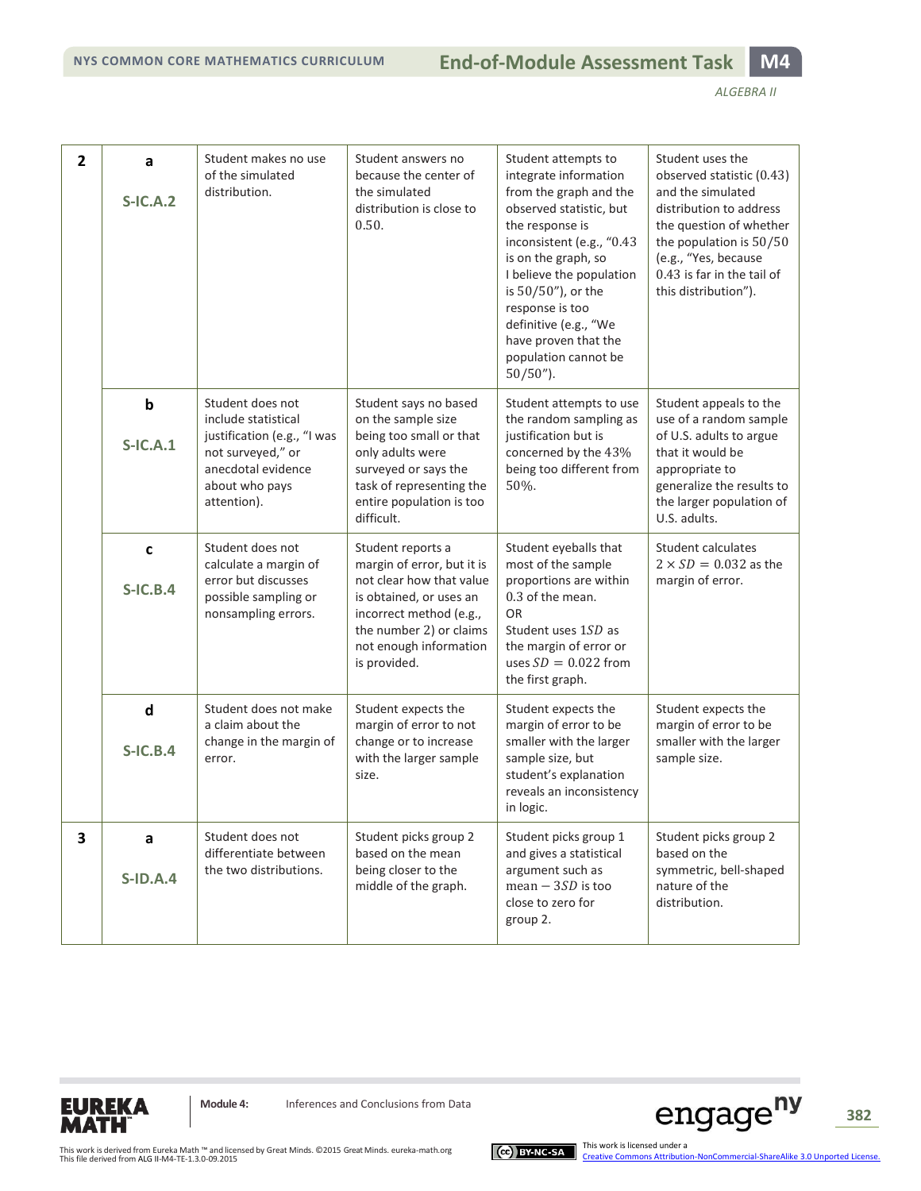| | | | | | |
|---|---|---|---|---|---|
| **2** | **a**<br><br>**S-IC.A.2** | Student makes no use of the simulated distribution. | Student answers no because the center of the simulated distribution is close to $0.50$. | Student attempts to integrate information from the graph and the observed statistic, but the response is inconsistent (e.g., "$0.43$ is on the graph, so I believe the population is $50/50$"), or the response is too definitive (e.g., "We have proven that the population cannot be $50/50$"). | Student uses the observed statistic ($0.43$) and the simulated distribution to address the question of whether the population is $50/50$ (e.g., "Yes, because $0.43$ is far in the tail of this distribution"). |
| | **b**<br><br>**S-IC.A.1** | Student does not include statistical justification (e.g., "I was not surveyed," or anecdotal evidence about who pays attention). | Student says no based on the sample size being too small or that only adults were surveyed or says the task of representing the entire population is too difficult. | Student attempts to use the random sampling as justification but is concerned by the $43\%$ being too different from $50\%$. | Student appeals to the use of a random sample of U.S. adults to argue that it would be appropriate to generalize the results to the larger population of U.S. adults. |
| | **c**<br><br>**S-IC.B.4** | Student does not calculate a margin of error but discusses possible sampling or nonsampling errors. | Student reports a margin of error, but it is not clear how that value is obtained, or uses an incorrect method (e.g., the number 2) or claims not enough information is provided. | Student eyeballs that most of the sample proportions are within $0.3$ of the mean.<br>OR<br>Student uses $1SD$ as the margin of error or uses $SD = 0.022$ from the first graph. | Student calculates $2 \times SD = 0.032$ as the margin of error. |
| | **d**<br><br>**S-IC.B.4** | Student does not make a claim about the change in the margin of error. | Student expects the margin of error to not change or to increase with the larger sample size. | Student expects the margin of error to be smaller with the larger sample size, but student's explanation reveals an inconsistency in logic. | Student expects the margin of error to be smaller with the larger sample size. |
| **3** | **a**<br><br>**S-ID.A.4** | Student does not differentiate between the two distributions. | Student picks group 2 based on the mean being closer to the middle of the graph. | Student picks group 1 and gives a statistical argument such as mean $- 3SD$ is too close to zero for group 2. | Student picks group 2 based on the symmetric, bell-shaped nature of the distribution. |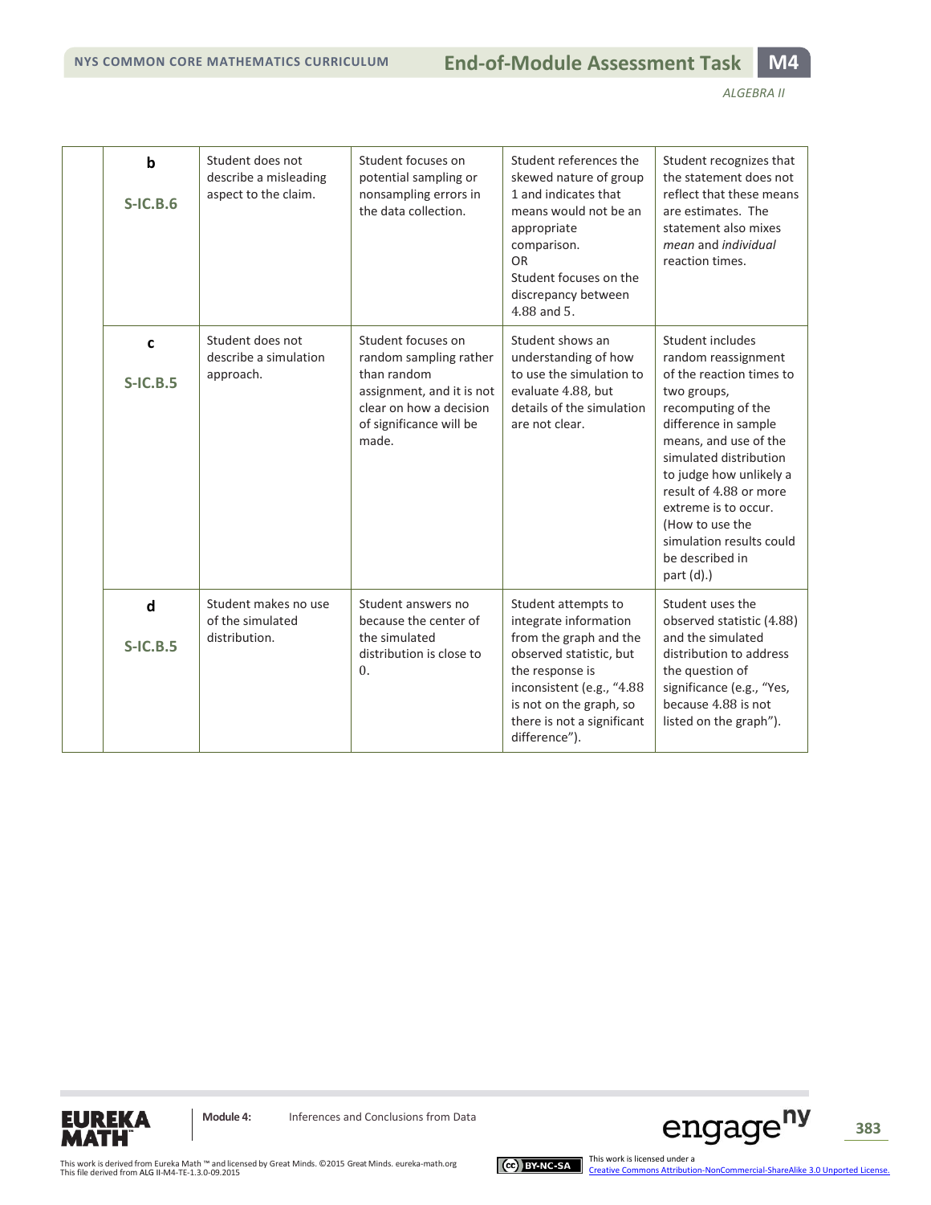| | | | | | |
|---|---|---|---|---|---|
| | **b**<br><br>**S-IC.B.6** | Student does not describe a misleading aspect to the claim. | Student focuses on potential sampling or nonsampling errors in the data collection. | Student references the skewed nature of group 1 and indicates that means would not be an appropriate comparison.<br>OR<br>Student focuses on the discrepancy between 4.88 and 5. | Student recognizes that the statement does not reflect that these means are estimates. The statement also mixes *mean* and *individual* reaction times. |
| | **c**<br><br>**S-IC.B.5** | Student does not describe a simulation approach. | Student focuses on random sampling rather than random assignment, and it is not clear on how a decision of significance will be made. | Student shows an understanding of how to use the simulation to evaluate 4.88, but details of the simulation are not clear. | Student includes random reassignment of the reaction times to two groups, recomputing of the difference in sample means, and use of the simulated distribution to judge how unlikely a result of 4.88 or more extreme is to occur. (How to use the simulation results could be described in part (d).) |
| | **d**<br><br>**S-IC.B.5** | Student makes no use of the simulated distribution. | Student answers no because the center of the simulated distribution is close to 0. | Student attempts to integrate information from the graph and the observed statistic, but the response is inconsistent (e.g., "4.88 is not on the graph, so there is not a significant difference"). | Student uses the observed statistic (4.88) and the simulated distribution to address the question of significance (e.g., "Yes, because 4.88 is not listed on the graph"). |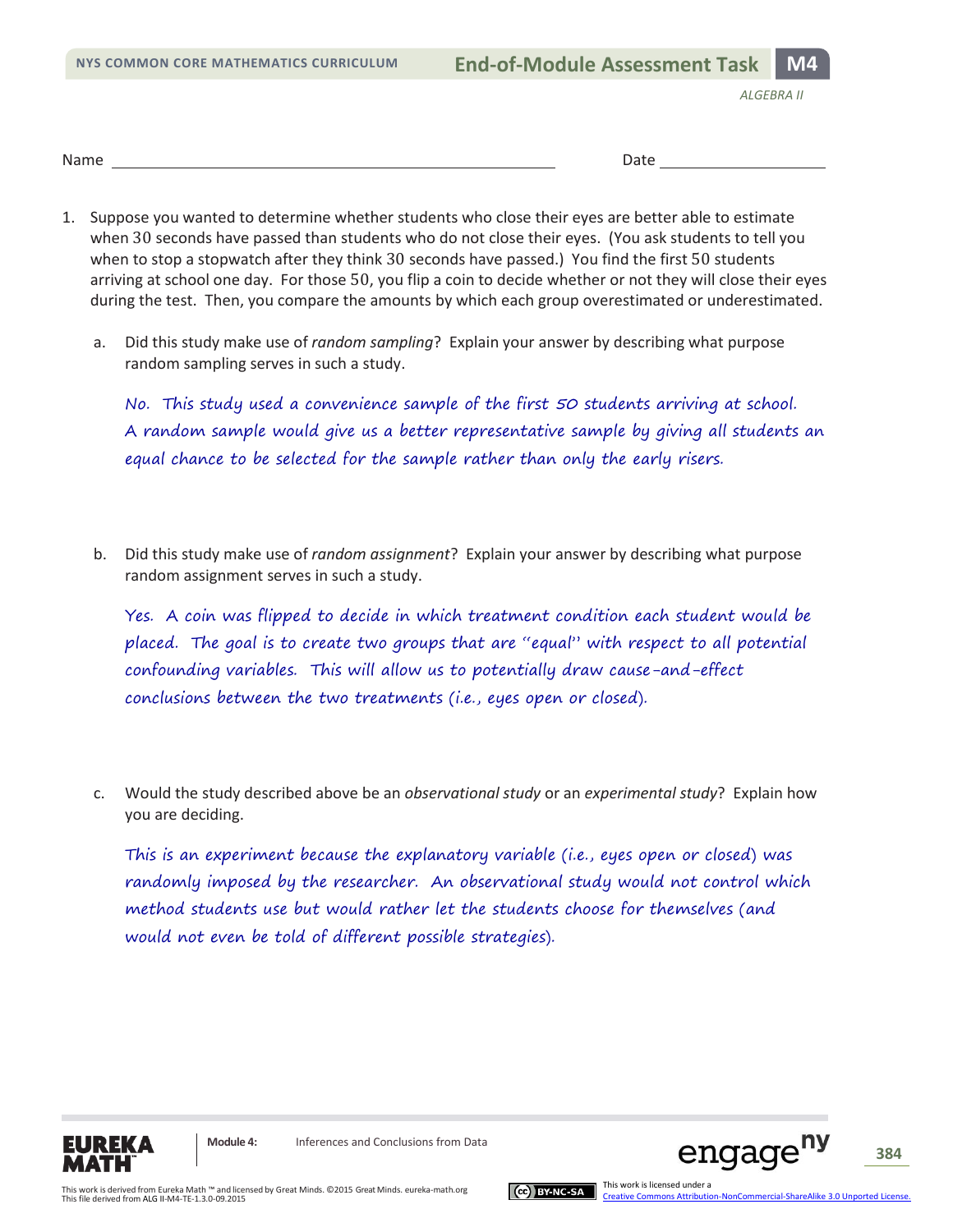Name \_\_\_\_\_\_\_\_\_\_\_\_\_\_\_\_\_\_\_\_\_\_\_\_\_\_\_\_\_\_\_\_\_\_\_\_\_\_\_\_ Date \_\_\_\_\_\_\_\_\_\_\_\_\_\_\_\_

1. Suppose you wanted to determine whether students who close their eyes are better able to estimate when 30 seconds have passed than students who do not close their eyes. (You ask students to tell you when to stop a stopwatch after they think 30 seconds have passed.) You find the first 50 students arriving at school one day. For those 50, you flip a coin to decide whether or not they will close their eyes during the test. Then, you compare the amounts by which each group overestimated or underestimated.

   a. Did this study make use of *random sampling*? Explain your answer by describing what purpose random sampling serves in such a study.

   *No. This study used a convenience sample of the first 50 students arriving at school. A random sample would give us a better representative sample by giving all students an equal chance to be selected for the sample rather than only the early risers.*

   b. Did this study make use of *random assignment*? Explain your answer by describing what purpose random assignment serves in such a study.

   *Yes. A coin was flipped to decide in which treatment condition each student would be placed. The goal is to create two groups that are "equal" with respect to all potential confounding variables. This will allow us to potentially draw cause-and-effect conclusions between the two treatments (i.e., eyes open or closed).*

   c. Would the study described above be an *observational study* or an *experimental study*? Explain how you are deciding.

   *This is an experiment because the explanatory variable (i.e., eyes open or closed) was randomly imposed by the researcher. An observational study would not control which method students use but would rather let the students choose for themselves (and would not even be told of different possible strategies).*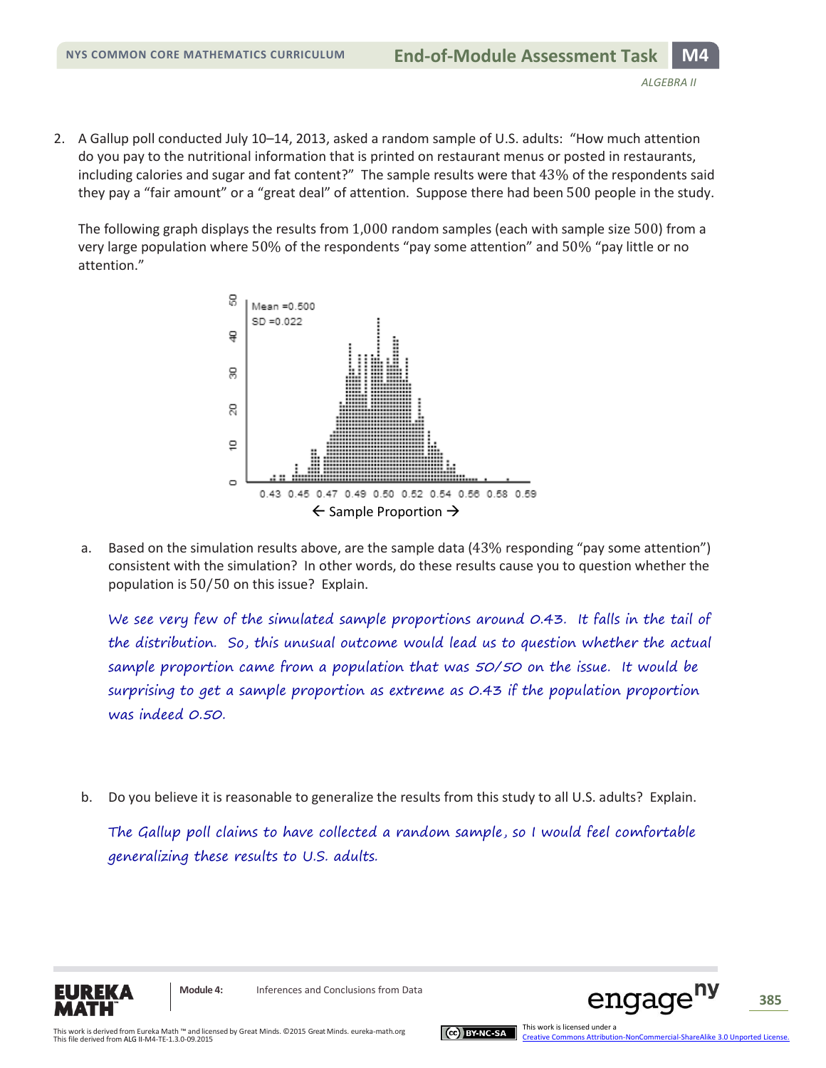2. A Gallup poll conducted July 10–14, 2013, asked a random sample of U.S. adults: "How much attention do you pay to the nutritional information that is printed on restaurant menus or posted in restaurants, including calories and sugar and fat content?" The sample results were that 43% of the respondents said they pay a "fair amount" or a "great deal" of attention. Suppose there had been 500 people in the study.

   The following graph displays the results from 1,000 random samples (each with sample size 500) from a very large population where 50% of the respondents "pay some attention" and 50% "pay little or no attention."

   Mean = 0.500
   SD = 0.022

   ← Sample Proportion →

   a. Based on the simulation results above, are the sample data (43% responding "pay some attention") consistent with the simulation? In other words, do these results cause you to question whether the population is 50/50 on this issue? Explain.

      *We see very few of the simulated sample proportions around 0.43. It falls in the tail of the distribution. So, this unusual outcome would lead us to question whether the actual sample proportion came from a population that was 50/50 on the issue. It would be surprising to get a sample proportion as extreme as 0.43 if the population proportion was indeed 0.50.*

   b. Do you believe it is reasonable to generalize the results from this study to all U.S. adults? Explain.

      *The Gallup poll claims to have collected a random sample, so I would feel comfortable generalizing these results to U.S. adults.*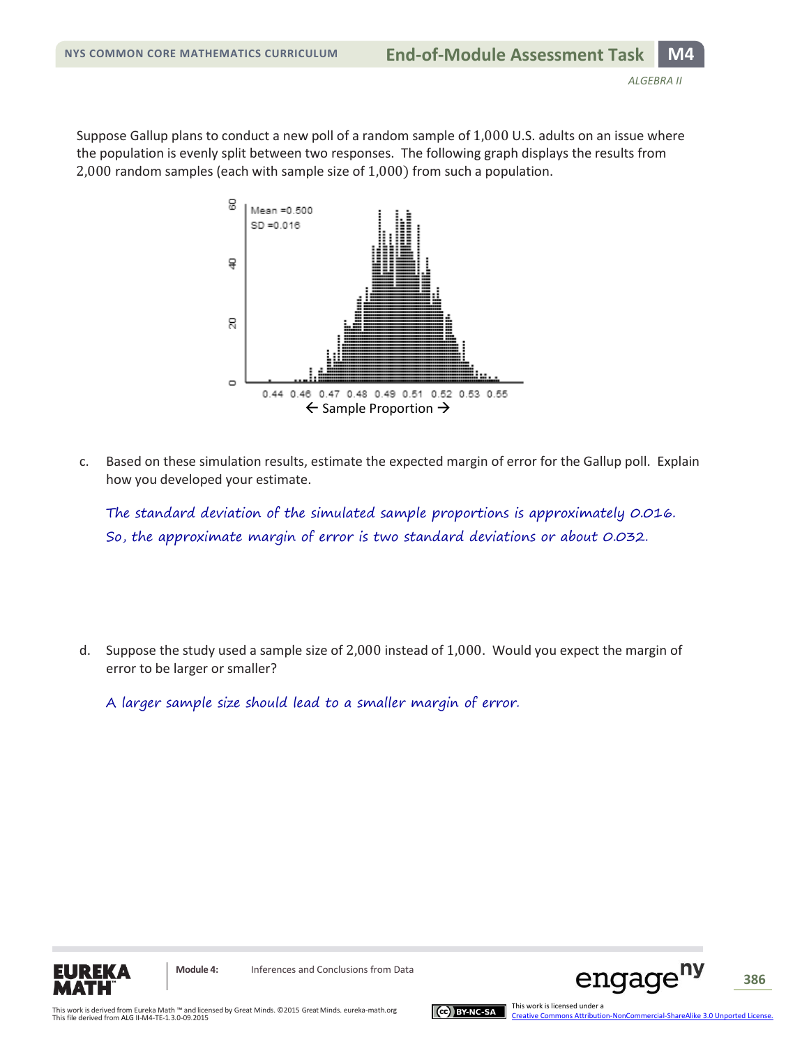Suppose Gallup plans to conduct a new poll of a random sample of 1,000 U.S. adults on an issue where the population is evenly split between two responses. The following graph displays the results from 2,000 random samples (each with sample size of 1,000) from such a population.

c. Based on these simulation results, estimate the expected margin of error for the Gallup poll. Explain how you developed your estimate.

*The standard deviation of the simulated sample proportions is approximately 0.016. So, the approximate margin of error is two standard deviations or about 0.032.*

d. Suppose the study used a sample size of 2,000 instead of 1,000. Would you expect the margin of error to be larger or smaller?

*A larger sample size should lead to a smaller margin of error.*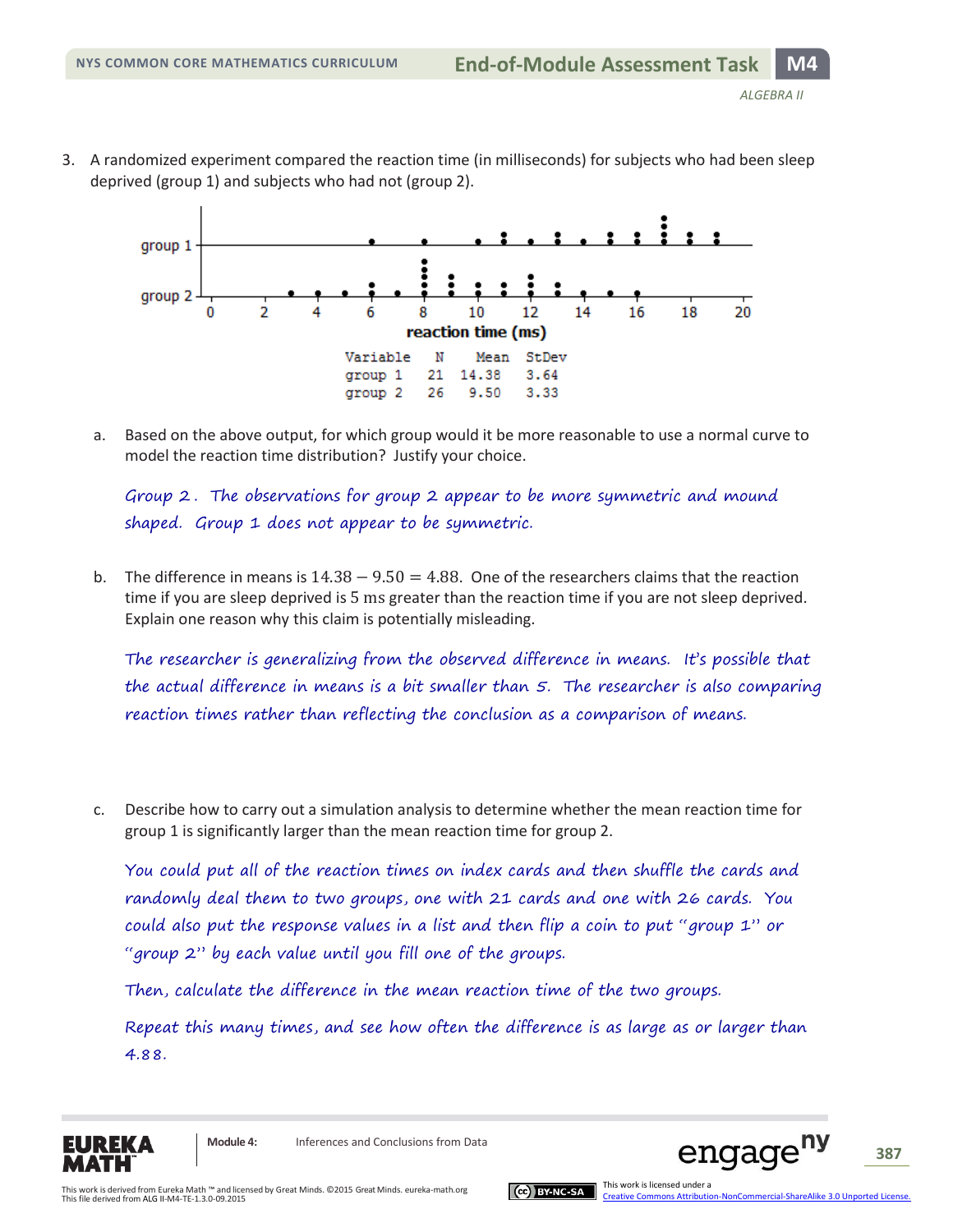3. A randomized experiment compared the reaction time (in milliseconds) for subjects who had been sleep deprived (group 1) and subjects who had not (group 2).

| Variable | N | Mean | StDev |
|---|---|---|---|
| group 1 | 21 | 14.38 | 3.64 |
| group 2 | 26 | 9.50 | 3.33 |

a. Based on the above output, for which group would it be more reasonable to use a normal curve to model the reaction time distribution? Justify your choice.

*Group 2. The observations for group 2 appear to be more symmetric and mound shaped. Group 1 does not appear to be symmetric.*

b. The difference in means is $14.38 - 9.50 = 4.88$. One of the researchers claims that the reaction time if you are sleep deprived is 5 ms greater than the reaction time if you are not sleep deprived. Explain one reason why this claim is potentially misleading.

*The researcher is generalizing from the observed difference in means. It's possible that the actual difference in means is a bit smaller than 5. The researcher is also comparing reaction times rather than reflecting the conclusion as a comparison of means.*

c. Describe how to carry out a simulation analysis to determine whether the mean reaction time for group 1 is significantly larger than the mean reaction time for group 2.

*You could put all of the reaction times on index cards and then shuffle the cards and randomly deal them to two groups, one with 21 cards and one with 26 cards. You could also put the response values in a list and then flip a coin to put "group 1" or "group 2" by each value until you fill one of the groups.*

*Then, calculate the difference in the mean reaction time of the two groups.*

*Repeat this many times, and see how often the difference is as large as or larger than 4.88.*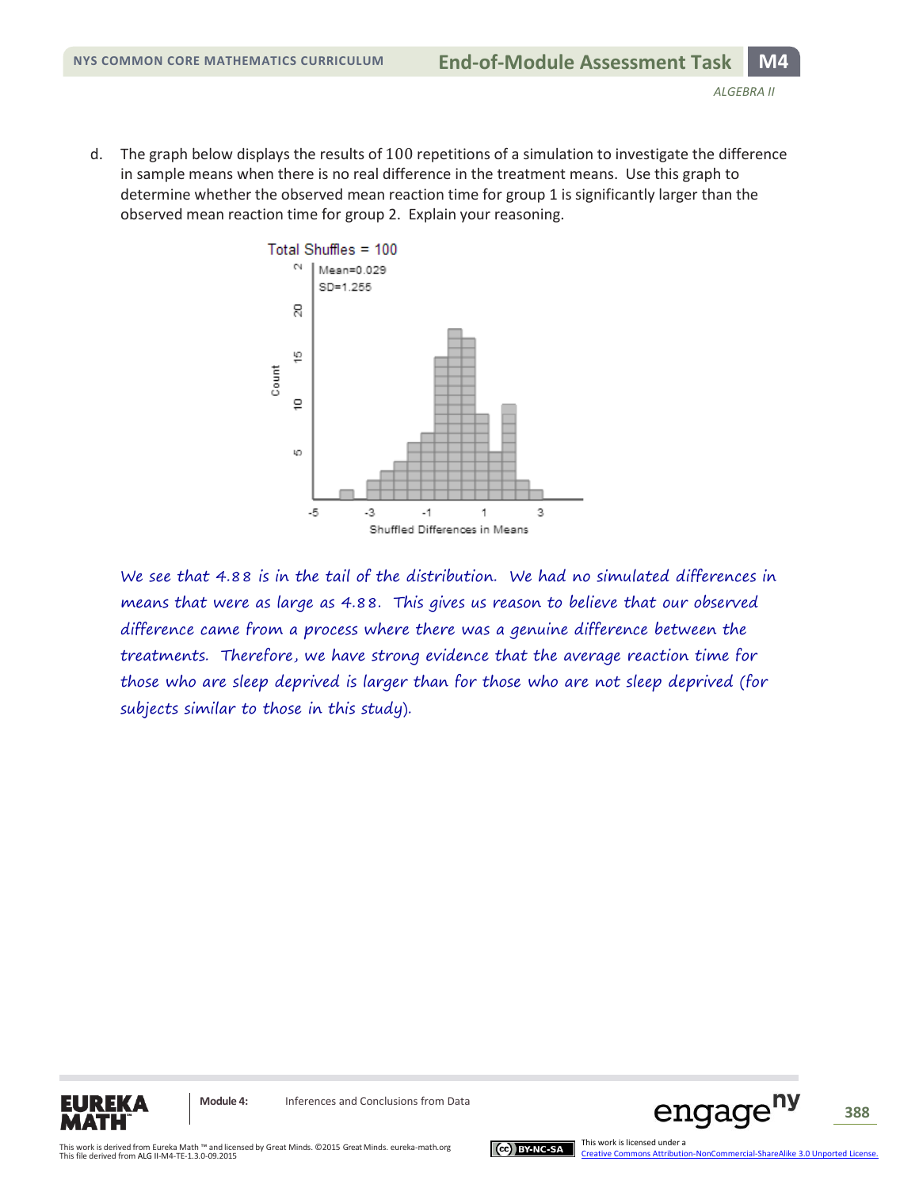d. The graph below displays the results of 100 repetitions of a simulation to investigate the difference in sample means when there is no real difference in the treatment means. Use this graph to determine whether the observed mean reaction time for group 1 is significantly larger than the observed mean reaction time for group 2. Explain your reasoning.

Total Shuffles = 100

Mean=0.029

SD=1.255

Count

5

10

15

20

-5

-3

-1

1

3

Shuffled Differences in Means

*We see that 4.88 is in the tail of the distribution. We had no simulated differences in means that were as large as 4.88. This gives us reason to believe that our observed difference came from a process where there was a genuine difference between the treatments. Therefore, we have strong evidence that the average reaction time for those who are sleep deprived is larger than for those who are not sleep deprived (for subjects similar to those in this study).*